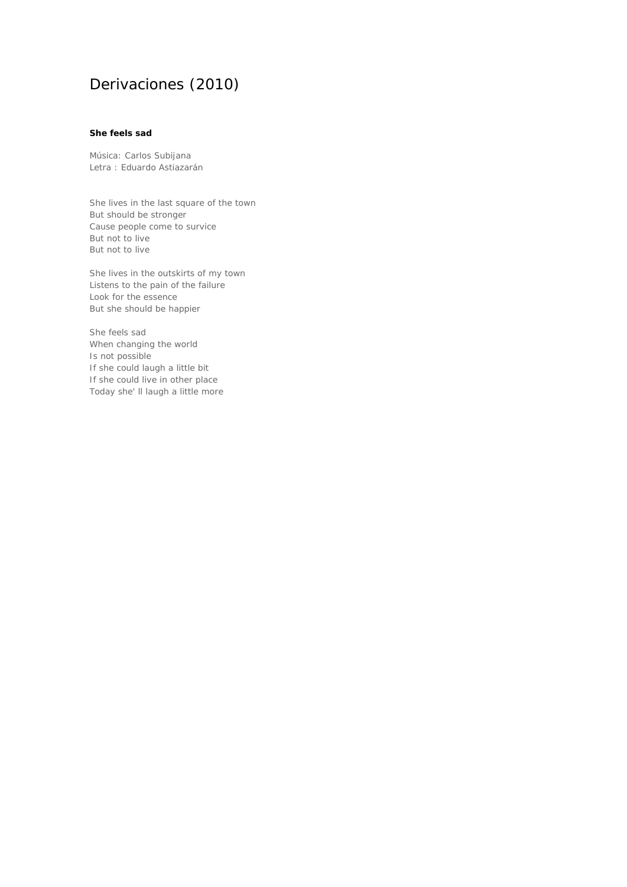# Derivaciones (2010)

**She feels sad**

Música: Carlos Subijana
Letra : Eduardo Astiazarán

She lives in the last square of the town
But should be stronger
Cause people come to survice
But not to live
But not to live

She lives in the outskirts of my town
Listens to the pain of the failure
Look for the essence
But she should be happier

She feels sad
When changing the world
Is not possible
If she could laugh a little bit
If she could live in other place
Today she' ll laugh a little more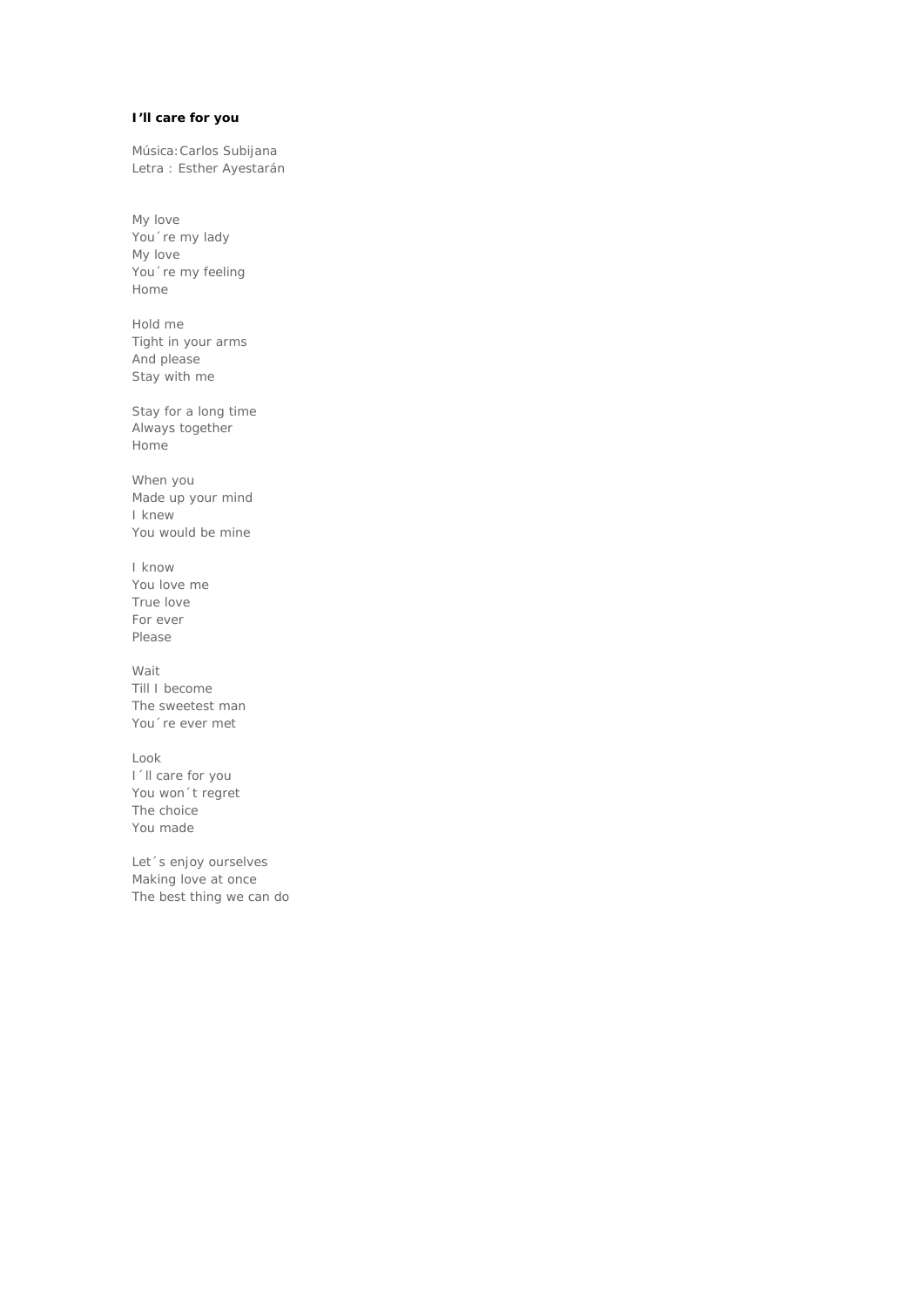**I'll care for you**

Música: Carlos Subijana
Letra : Esther Ayestarán

My love
You´re my lady
My love
You´re my feeling
Home

Hold me
Tight in your arms
And please
Stay with me

Stay for a long time
Always together
Home

When you
Made up your mind
I knew
You would be mine

I know
You love me
True love
For ever
Please

Wait
Till I become
The sweetest man
You´re ever met

Look
I´ll care for you
You won´t regret
The choice
You made

Let´s enjoy ourselves
Making love at once
The best thing we can do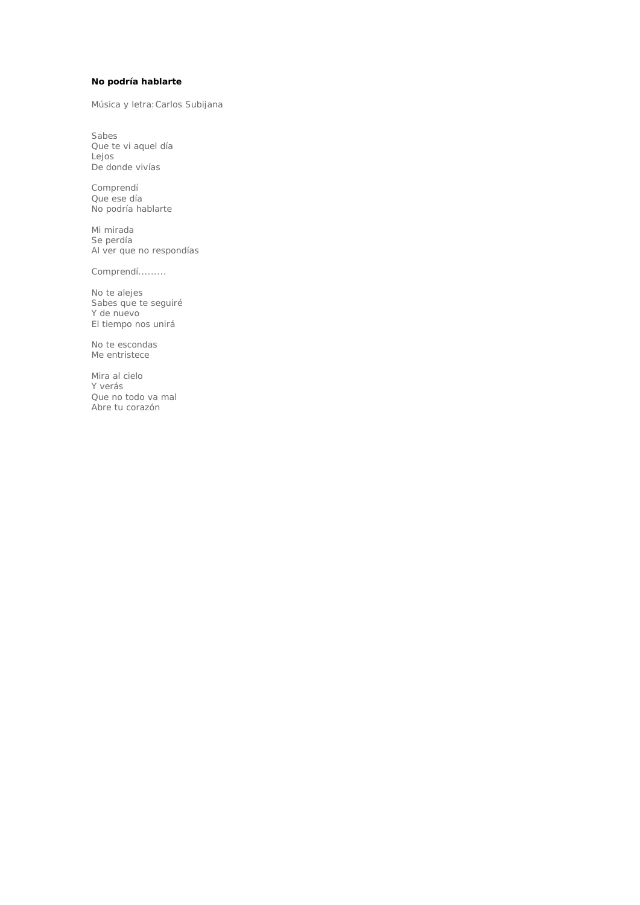**No podría hablarte**

Música y letra: Carlos Subijana

Sabes  
Que te vi aquel día  
Lejos  
De donde vivías

Comprendí  
Que ese día  
No podría hablarte

Mi mirada  
Se perdía  
Al ver que no respondías

Comprendí.........

No te alejes  
Sabes que te seguiré  
Y de nuevo  
El tiempo nos unirá

No te escondas  
Me entristece

Mira al cielo  
Y verás  
Que no todo va mal  
Abre tu corazón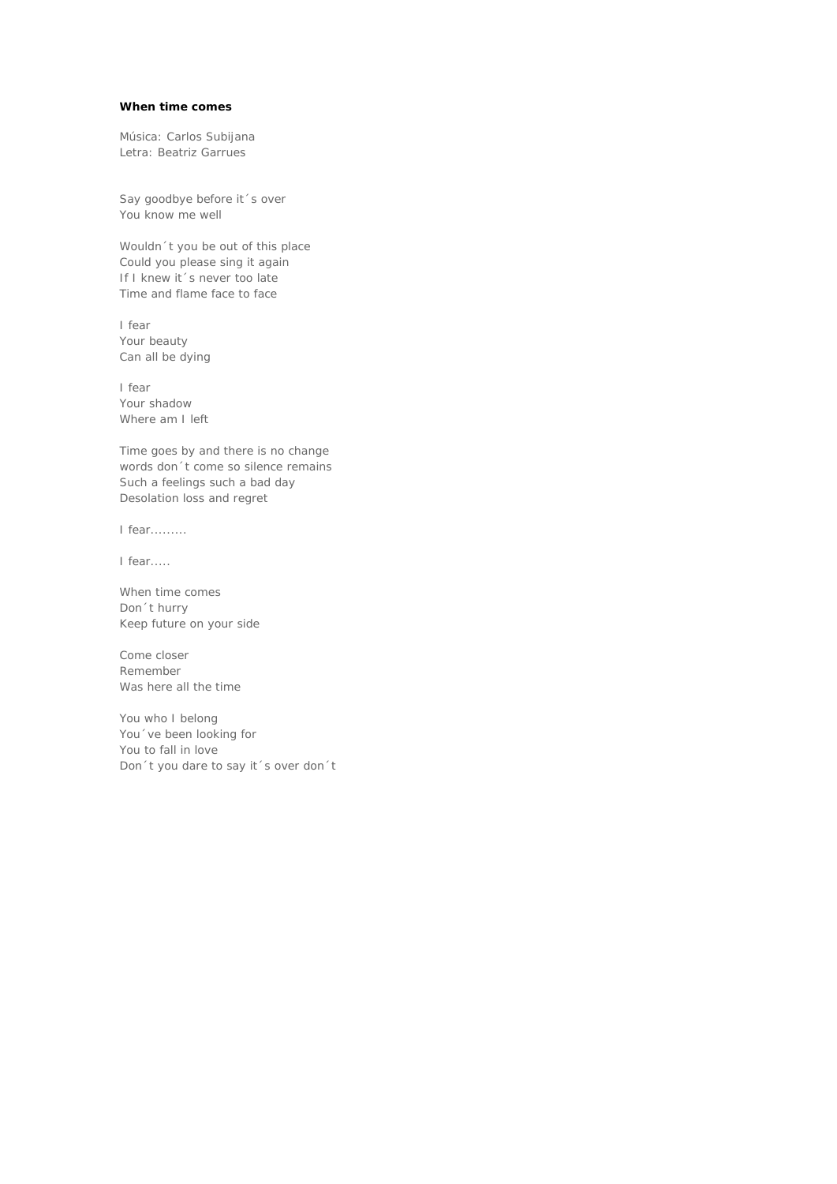**When time comes**

Música: Carlos Subijana
Letra: Beatriz Garrues

Say goodbye before it´s over
You know me well

Wouldn´t you be out of this place
Could you please sing it again
If I knew it´s never too late
Time and flame face to face

I fear
Your beauty
Can all be dying

I fear
Your shadow
Where am I left

Time goes by and there is no change
words don´t come so silence remains
Such a feelings such a bad day
Desolation loss and regret

I fear.........

I fear.....

When time comes
Don´t hurry
Keep future on your side

Come closer
Remember
Was here all the time

You who I belong
You´ve been looking for
You to fall in love
Don´t you dare to say it´s over don´t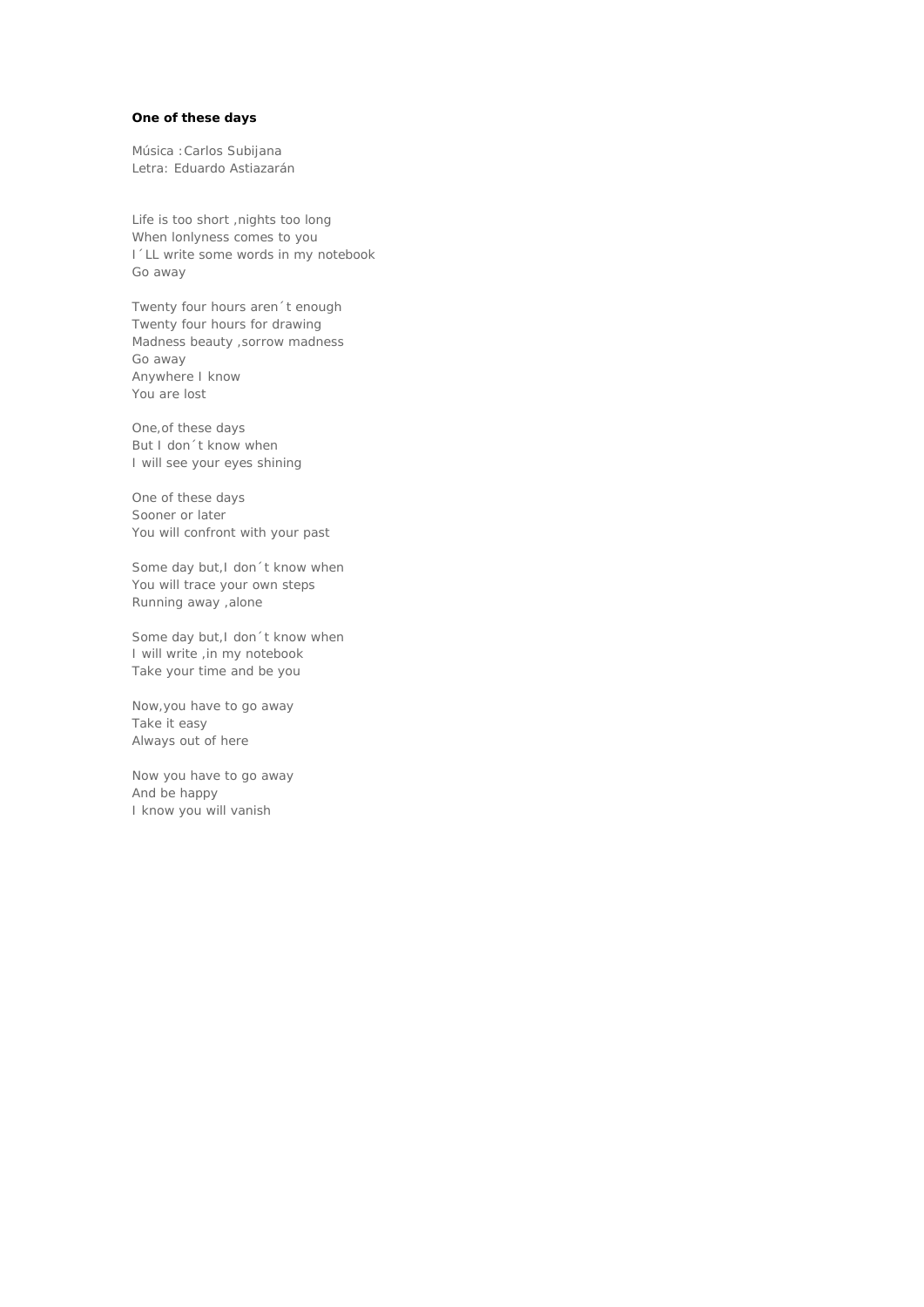**One of these days**

Música :Carlos Subijana
Letra: Eduardo Astiazarán

Life is too short ,nights too long
When lonlyness comes to you
I´LL write some words in my notebook
Go away

Twenty four hours aren´t enough
Twenty four hours for drawing
Madness beauty ,sorrow madness
Go away
Anywhere I know
You are lost

One,of these days
But I don´t know when
I will see your eyes shining

One of these days
Sooner or later
You will confront with your past

Some day but,I don´t know when
You will trace your own steps
Running away ,alone

Some day but,I don´t know when
I will write ,in my notebook
Take your time and be you

Now,you have to go away
Take it easy
Always out of here

Now you have to go away
And be happy
I know you will vanish